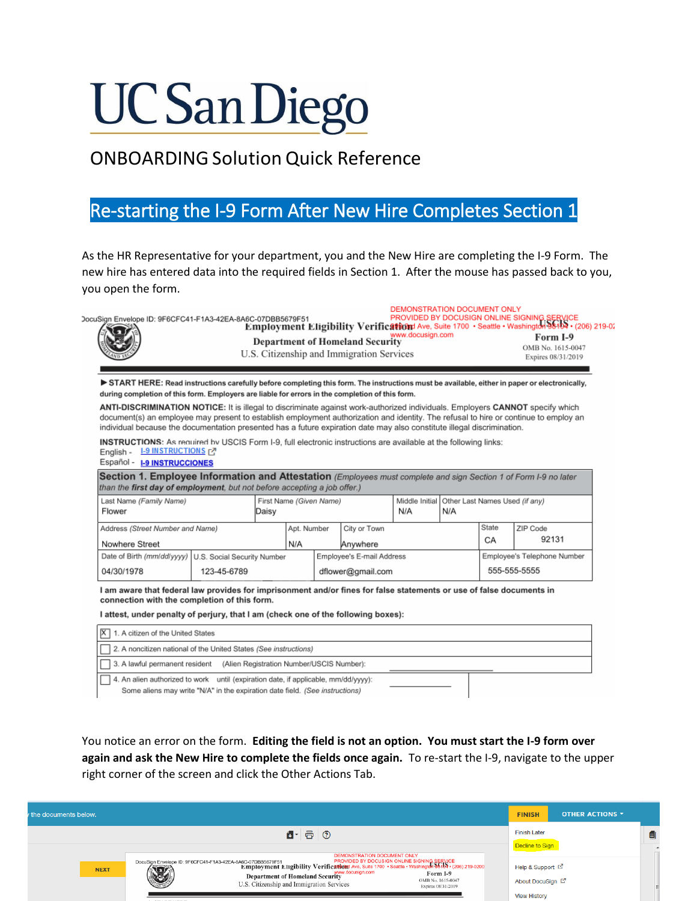# UC San Diego

## ONBOARDING Solution Quick Reference

## Re-starting the I-9 Form After New Hire Completes Section 1

As the HR Representative for your department, you and the New Hire are completing the I-9 Form. The new hire has entered data into the required fields in Section 1. After the mouse has passed back to you, you open the form.

DocuSign Envelope ID: 9F6CFC41-F1A3-42EA-8A6C-07DBB5679F51

DEMONSTRATION DOCUMENT ONLY
PROVIDED BY DOCUSIGN ONLINE SIGNING SERVICE
www.docusign.com

**Employment Eligibility Verification**
**Department of Homeland Security**
U.S. Citizenship and Immigration Services

**USCIS**
**Form I-9**
OMB No. 1615-0047
Expires 08/31/2019

▶ **START HERE: Read instructions carefully before completing this form. The instructions must be available, either in paper or electronically, during completion of this form. Employers are liable for errors in the completion of this form.**

**ANTI-DISCRIMINATION NOTICE:** It is illegal to discriminate against work-authorized individuals. Employers **CANNOT** specify which document(s) an employee may present to establish employment authorization and identity. The refusal to hire or continue to employ an individual because the documentation presented has a future expiration date may also constitute illegal discrimination.

**INSTRUCTIONS:** As required by USCIS Form I-9, full electronic instructions are available at the following links:
English - I-9 INSTRUCTIONS
Español - I-9 INSTRUCCIONES

**Section 1. Employee Information and Attestation** *(Employees must complete and sign Section 1 of Form I-9 no later than the **first day of employment**, but not before accepting a job offer.)*

| Last Name (Family Name) | First Name (Given Name) | Middle Initial | Other Last Names Used (if any) |
|---|---|---|---|
| Flower | Daisy | N/A | N/A |

| Address (Street Number and Name) | Apt. Number | City or Town | State | ZIP Code |
|---|---|---|---|---|
| Nowhere Street | N/A | Anywhere | CA | 92131 |

| Date of Birth (mm/dd/yyyy) | U.S. Social Security Number | Employee's E-mail Address | Employee's Telephone Number |
|---|---|---|---|
| 04/30/1978 | 123-45-6789 | dflower@gmail.com | 555-555-5555 |

**I am aware that federal law provides for imprisonment and/or fines for false statements or use of false documents in connection with the completion of this form.**

**I attest, under penalty of perjury, that I am (check one of the following boxes):**

- [X] 1. A citizen of the United States
- [ ] 2. A noncitizen national of the United States *(See instructions)*
- [ ] 3. A lawful permanent resident (Alien Registration Number/USCIS Number):
- [ ] 4. An alien authorized to work until (expiration date, if applicable, mm/dd/yyyy): Some aliens may write "N/A" in the expiration date field. *(See instructions)*

You notice an error on the form. **Editing the field is not an option. You must start the I-9 form over again and ask the New Hire to complete the fields once again.** To re-start the I-9, navigate to the upper right corner of the screen and click the Other Actions Tab.

FINISH | OTHER ACTIONS ▾

- Finish Later
- Decline to Sign
- Help & Support
- About DocuSign
- View History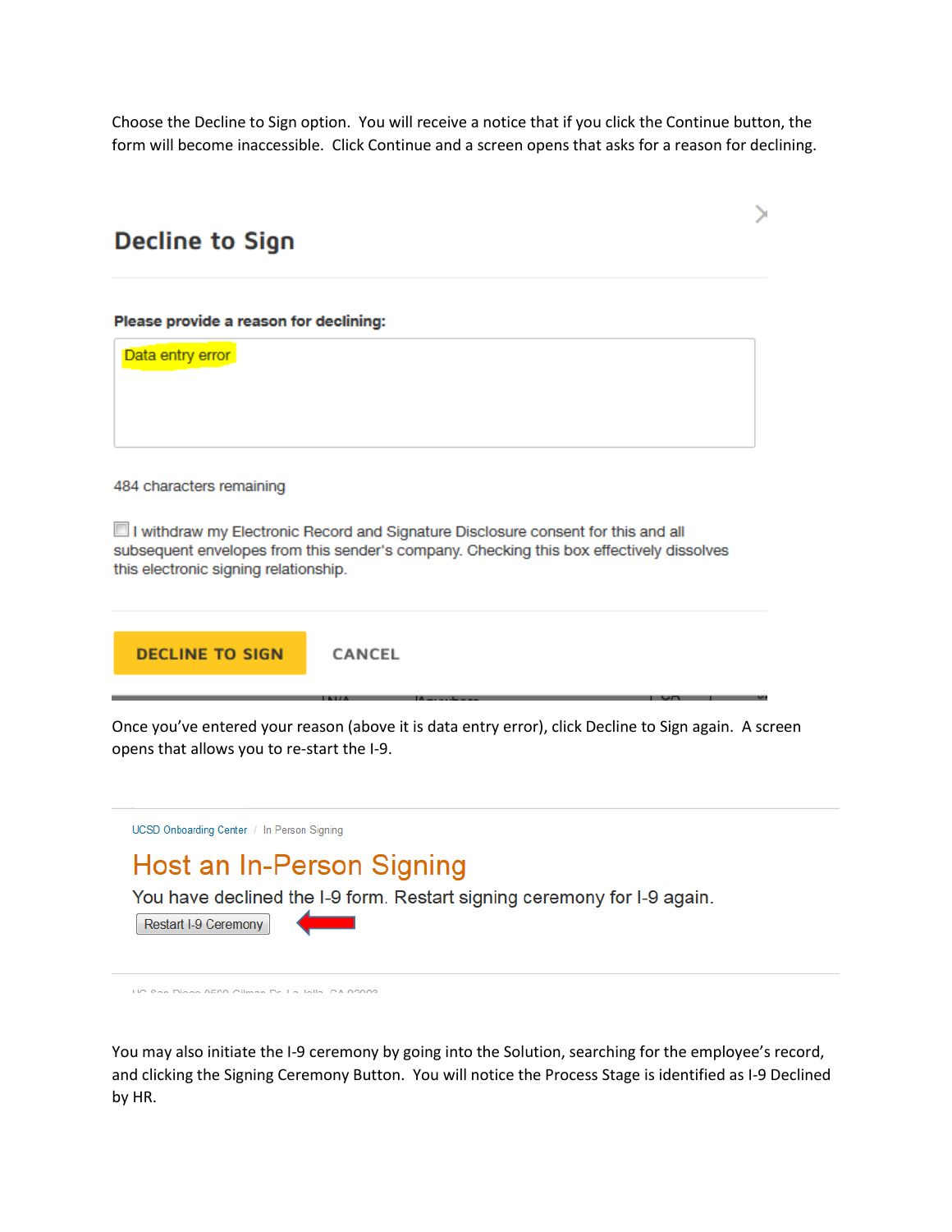Choose the Decline to Sign option. You will receive a notice that if you click the Continue button, the form will become inaccessible. Click Continue and a screen opens that asks for a reason for declining.

## Decline to Sign

**Please provide a reason for declining:**

Data entry error

484 characters remaining

I withdraw my Electronic Record and Signature Disclosure consent for this and all subsequent envelopes from this sender's company. Checking this box effectively dissolves this electronic signing relationship.

DECLINE TO SIGN CANCEL

Once you've entered your reason (above it is data entry error), click Decline to Sign again. A screen opens that allows you to re-start the I-9.

UCSD Onboarding Center / In Person Signing

## Host an In-Person Signing

You have declined the I-9 form. Restart signing ceremony for I-9 again.

Restart I-9 Ceremony

You may also initiate the I-9 ceremony by going into the Solution, searching for the employee's record, and clicking the Signing Ceremony Button. You will notice the Process Stage is identified as I-9 Declined by HR.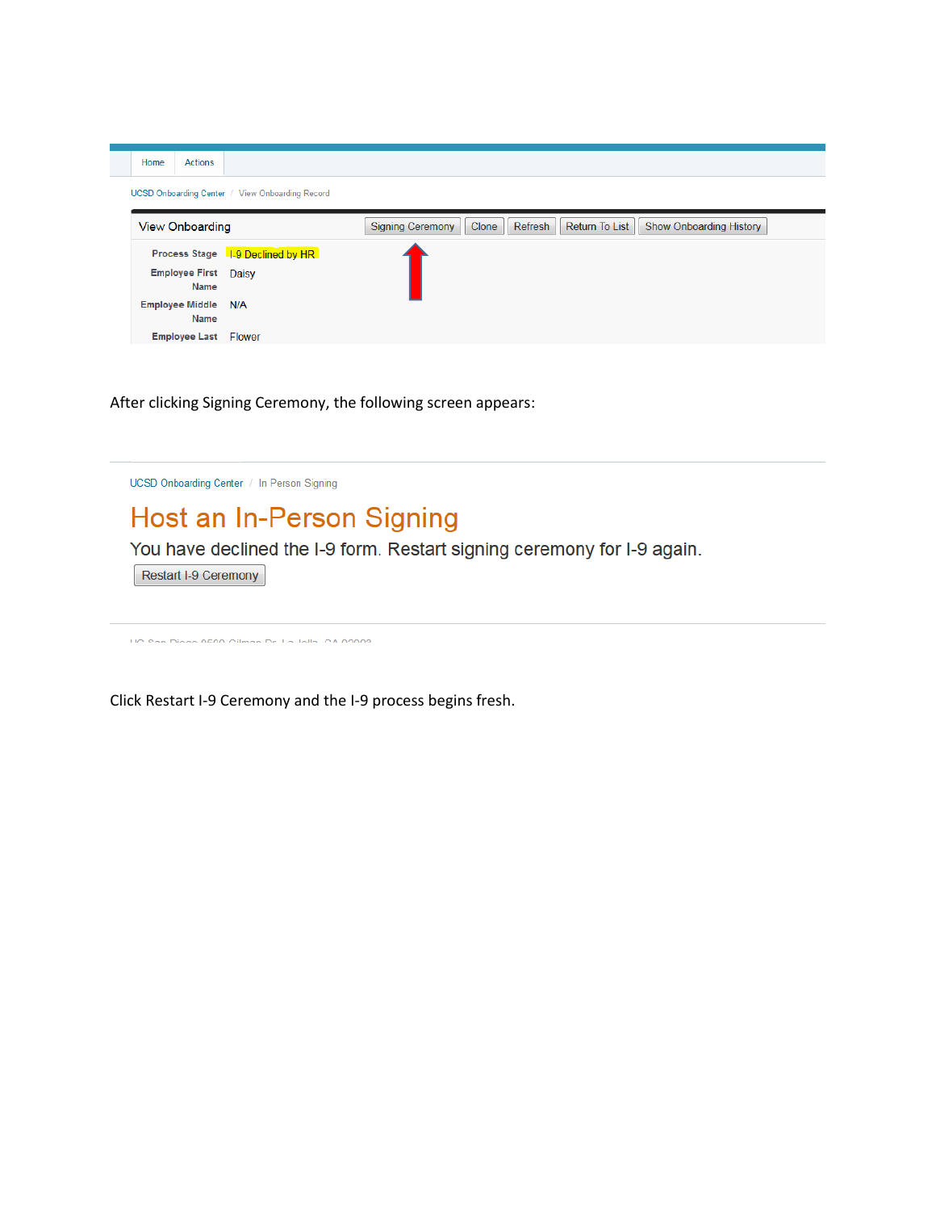Home Actions

UCSD Onboarding Center / View Onboarding Record

View Onboarding

Signing Ceremony | Clone | Refresh | Return To List | Show Onboarding History

| | |
|---|---|
| Process Stage | I-9 Declined by HR |
| Employee First Name | Daisy |
| Employee Middle Name | N/A |
| Employee Last | Flower |

After clicking Signing Ceremony, the following screen appears:

UCSD Onboarding Center / In Person Signing

# Host an In-Person Signing

You have declined the I-9 form. Restart signing ceremony for I-9 again.

Restart I-9 Ceremony

Click Restart I-9 Ceremony and the I-9 process begins fresh.